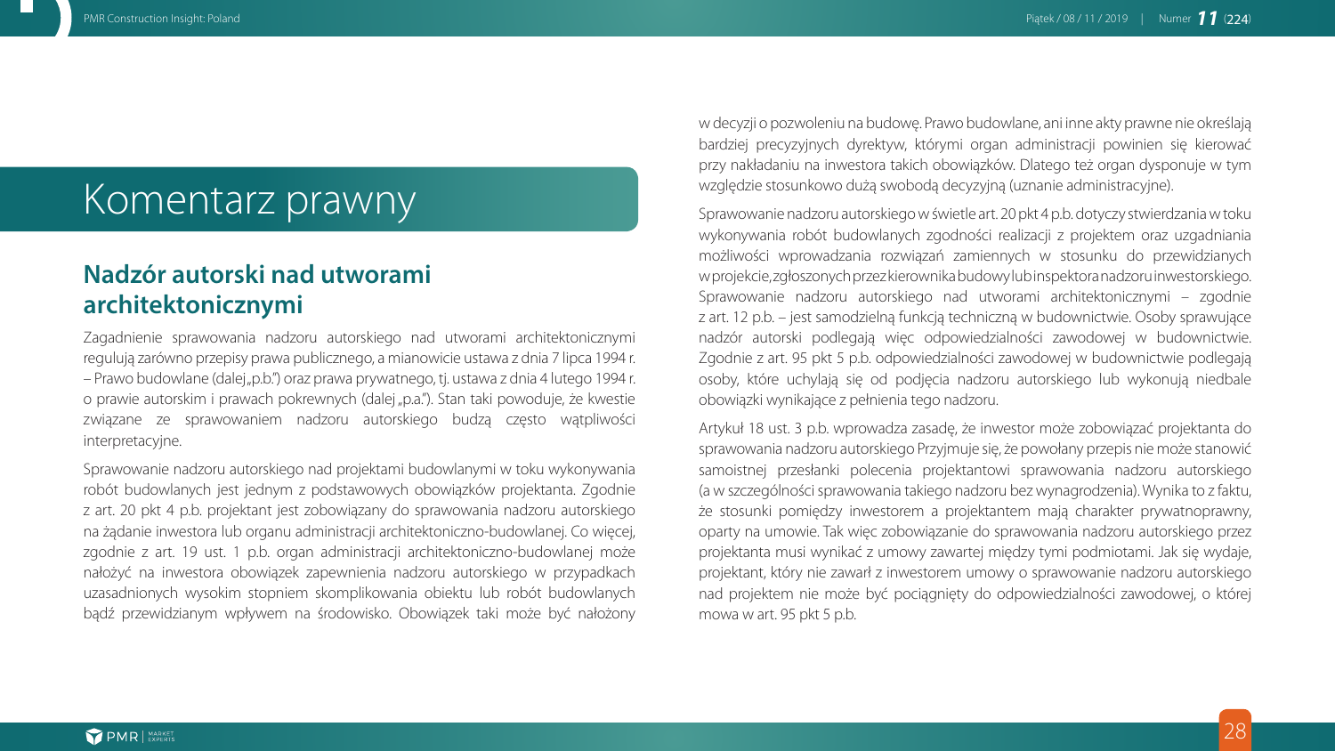# Komentarz prawny

## Nadzór autorski nad utworami architektonicznymi

Zagadnienie sprawowania nadzoru autorskiego nad utworami architektonicznymi regulują zarówno przepisy prawa publicznego, a mianowicie ustawa z dnia 7 lipca 1994 r. – Prawo budowlane (dalej „p.b.") oraz prawa prywatnego, tj. ustawa z dnia 4 lutego 1994 r. o prawie autorskim i prawach pokrewnych (dalej „p.a."). Stan taki powoduje, że kwestie związane ze sprawowaniem nadzoru autorskiego budzą często wątpliwości interpretacyjne.

Sprawowanie nadzoru autorskiego nad projektami budowlanymi w toku wykonywania robót budowlanych jest jednym z podstawowych obowiązków projektanta. Zgodnie z art. 20 pkt 4 p.b. projektant jest zobowiązany do sprawowania nadzoru autorskiego na żądanie inwestora lub organu administracji architektoniczno-budowlanej. Co więcej, zgodnie z art. 19 ust. 1 p.b. organ administracji architektoniczno-budowlanej może nałożyć na inwestora obowiązek zapewnienia nadzoru autorskiego w przypadkach uzasadnionych wysokim stopniem skomplikowania obiektu lub robót budowlanych bądź przewidzianym wpływem na środowisko. Obowiązek taki może być nałożony w decyzji o pozwoleniu na budowę. Prawo budowlane, ani inne akty prawne nie określają bardziej precyzyjnych dyrektyw, którymi organ administracji powinien się kierować przy nakładaniu na inwestora takich obowiązków. Dlatego też organ dysponuje w tym względzie stosunkowo dużą swobodą decyzyjną (uznanie administracyjne).

Sprawowanie nadzoru autorskiego w świetle art. 20 pkt 4 p.b. dotyczy stwierdzania w toku wykonywania robót budowlanych zgodności realizacji z projektem oraz uzgadniania możliwości wprowadzania rozwiązań zamiennych w stosunku do przewidzianych w projekcie, zgłoszonych przez kierownika budowy lub inspektora nadzoru inwestorskiego. Sprawowanie nadzoru autorskiego nad utworami architektonicznymi – zgodnie z art. 12 p.b. – jest samodzielną funkcją techniczną w budownictwie. Osoby sprawujące nadzór autorski podlegają więc odpowiedzialności zawodowej w budownictwie. Zgodnie z art. 95 pkt 5 p.b. odpowiedzialności zawodowej w budownictwie podlegają osoby, które uchylają się od podjęcia nadzoru autorskiego lub wykonują niedbale obowiązki wynikające z pełnienia tego nadzoru.

Artykuł 18 ust. 3 p.b. wprowadza zasadę, że inwestor może zobowiązać projektanta do sprawowania nadzoru autorskiego Przyjmuje się, że powołany przepis nie może stanowić samoistnej przesłanki polecenia projektantowi sprawowania nadzoru autorskiego (a w szczególności sprawowania takiego nadzoru bez wynagrodzenia). Wynika to z faktu, że stosunki pomiędzy inwestorem a projektantem mają charakter prywatnoprawny, oparty na umowie. Tak więc zobowiązanie do sprawowania nadzoru autorskiego przez projektanta musi wynikać z umowy zawartej między tymi podmiotami. Jak się wydaje, projektant, który nie zawarł z inwestorem umowy o sprawowanie nadzoru autorskiego nad projektem nie może być pociągnięty do odpowiedzialności zawodowej, o której mowa w art. 95 pkt 5 p.b.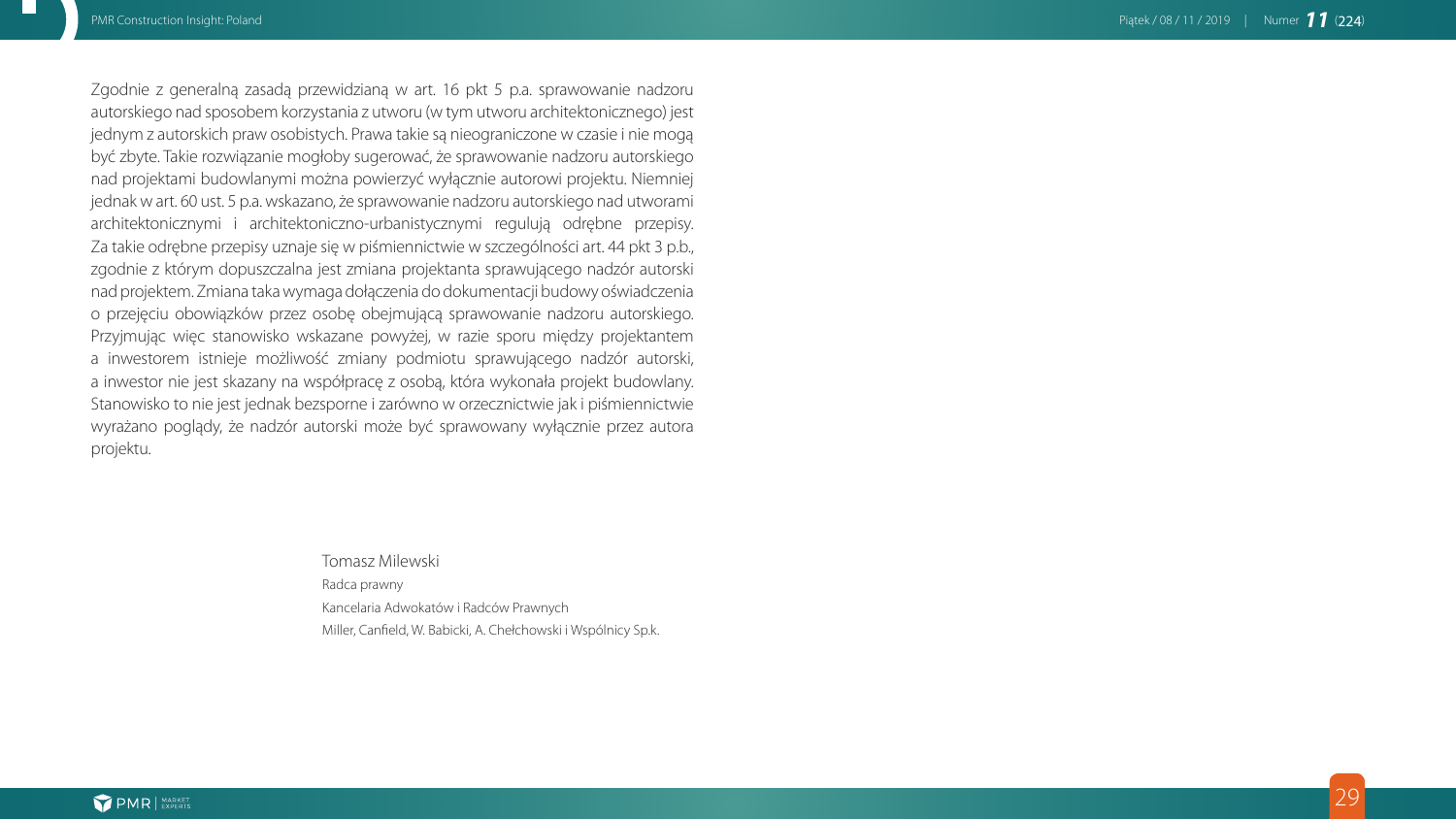Zgodnie z generalną zasadą przewidzianą w art. 16 pkt 5 p.a. sprawowanie nadzoru autorskiego nad sposobem korzystania z utworu (w tym utworu architektonicznego) jest jednym z autorskich praw osobistych. Prawa takie są nieograniczone w czasie i nie mogą być zbyte. Takie rozwiązanie mogłoby sugerować, że sprawowanie nadzoru autorskiego nad projektami budowlanymi można powierzyć wyłącznie autorowi projektu. Niemniej jednak w art. 60 ust. 5 p.a. wskazano, że sprawowanie nadzoru autorskiego nad utworami architektonicznymi i architektoniczno-urbanistycznymi regulują odrębne przepisy. Za takie odrębne przepisy uznaje się w piśmiennictwie w szczególności art. 44 pkt 3 p.b., zgodnie z którym dopuszczalna jest zmiana projektanta sprawującego nadzór autorski nad projektem. Zmiana taka wymaga dołączenia do dokumentacji budowy oświadczenia o przejęciu obowiązków przez osobę obejmującą sprawowanie nadzoru autorskiego. Przyjmując więc stanowisko wskazane powyżej, w razie sporu między projektantem a inwestorem istnieje możliwość zmiany podmiotu sprawującego nadzór autorski, a inwestor nie jest skazany na współpracę z osobą, która wykonała projekt budowlany. Stanowisko to nie jest jednak bezsporne i zarówno w orzecznictwie jak i piśmiennictwie wyrażano poglądy, że nadzór autorski może być sprawowany wyłącznie przez autora projektu.

Tomasz Milewski
Radca prawny
Kancelaria Adwokatów i Radców Prawnych
Miller, Canfield, W. Babicki, A. Chełchowski i Wspólnicy Sp.k.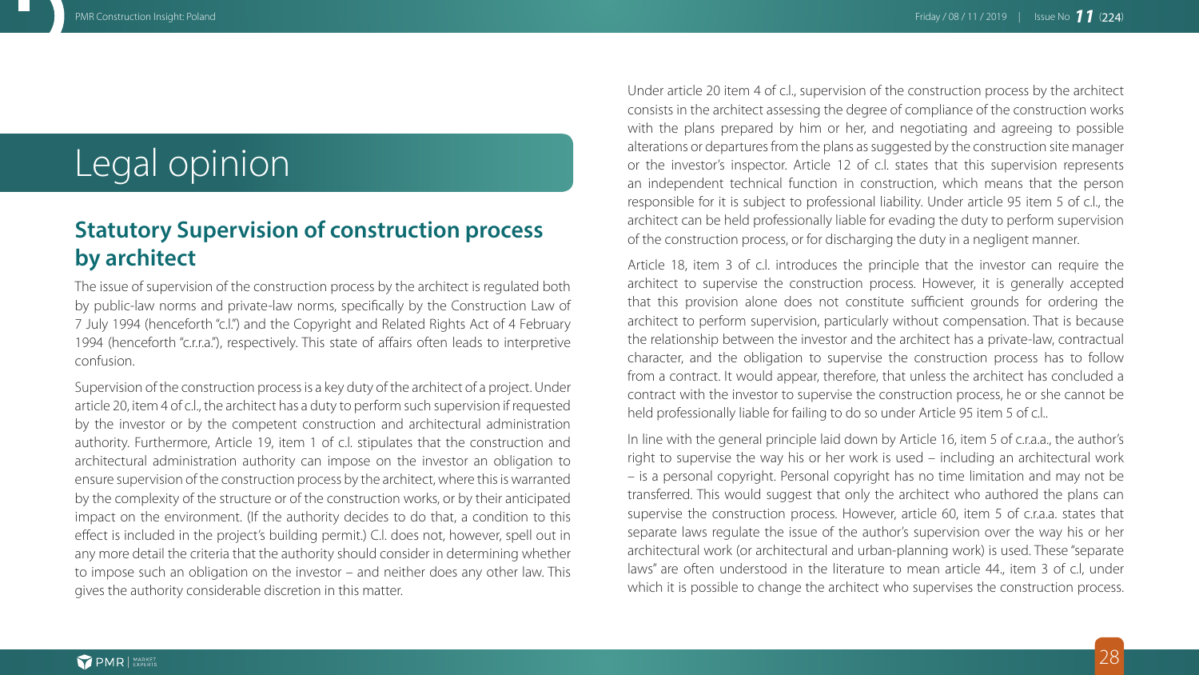# Legal opinion

## Statutory Supervision of construction process by architect

The issue of supervision of the construction process by the architect is regulated both by public-law norms and private-law norms, specifically by the Construction Law of 7 July 1994 (henceforth "c.l.") and the Copyright and Related Rights Act of 4 February 1994 (henceforth "c.r.r.a."), respectively. This state of affairs often leads to interpretive confusion.

Supervision of the construction process is a key duty of the architect of a project. Under article 20, item 4 of c.l., the architect has a duty to perform such supervision if requested by the investor or by the competent construction and architectural administration authority. Furthermore, Article 19, item 1 of c.l. stipulates that the construction and architectural administration authority can impose on the investor an obligation to ensure supervision of the construction process by the architect, where this is warranted by the complexity of the structure or of the construction works, or by their anticipated impact on the environment. (If the authority decides to do that, a condition to this effect is included in the project's building permit.) C.l. does not, however, spell out in any more detail the criteria that the authority should consider in determining whether to impose such an obligation on the investor – and neither does any other law. This gives the authority considerable discretion in this matter.

Under article 20 item 4 of c.l., supervision of the construction process by the architect consists in the architect assessing the degree of compliance of the construction works with the plans prepared by him or her, and negotiating and agreeing to possible alterations or departures from the plans as suggested by the construction site manager or the investor's inspector. Article 12 of c.l. states that this supervision represents an independent technical function in construction, which means that the person responsible for it is subject to professional liability. Under article 95 item 5 of c.l., the architect can be held professionally liable for evading the duty to perform supervision of the construction process, or for discharging the duty in a negligent manner.

Article 18, item 3 of c.l. introduces the principle that the investor can require the architect to supervise the construction process. However, it is generally accepted that this provision alone does not constitute sufficient grounds for ordering the architect to perform supervision, particularly without compensation. That is because the relationship between the investor and the architect has a private-law, contractual character, and the obligation to supervise the construction process has to follow from a contract. It would appear, therefore, that unless the architect has concluded a contract with the investor to supervise the construction process, he or she cannot be held professionally liable for failing to do so under Article 95 item 5 of c.l..

In line with the general principle laid down by Article 16, item 5 of c.r.a.a., the author's right to supervise the way his or her work is used – including an architectural work – is a personal copyright. Personal copyright has no time limitation and may not be transferred. This would suggest that only the architect who authored the plans can supervise the construction process. However, article 60, item 5 of c.r.a.a. states that separate laws regulate the issue of the author's supervision over the way his or her architectural work (or architectural and urban-planning work) is used. These "separate laws" are often understood in the literature to mean article 44., item 3 of c.l, under which it is possible to change the architect who supervises the construction process.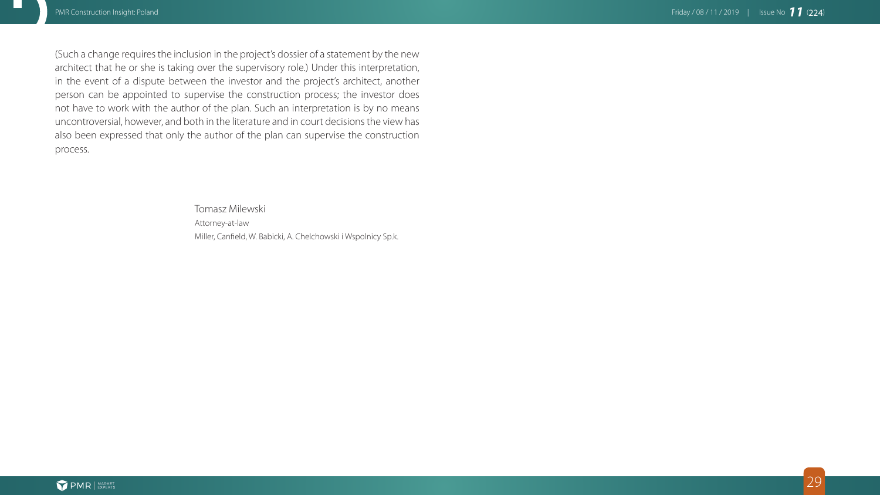(Such a change requires the inclusion in the project's dossier of a statement by the new architect that he or she is taking over the supervisory role.) Under this interpretation, in the event of a dispute between the investor and the project's architect, another person can be appointed to supervise the construction process; the investor does not have to work with the author of the plan. Such an interpretation is by no means uncontroversial, however, and both in the literature and in court decisions the view has also been expressed that only the author of the plan can supervise the construction process.

Tomasz Milewski
Attorney-at-law
Miller, Canfield, W. Babicki, A. Chelchowski i Wspolnicy Sp.k.